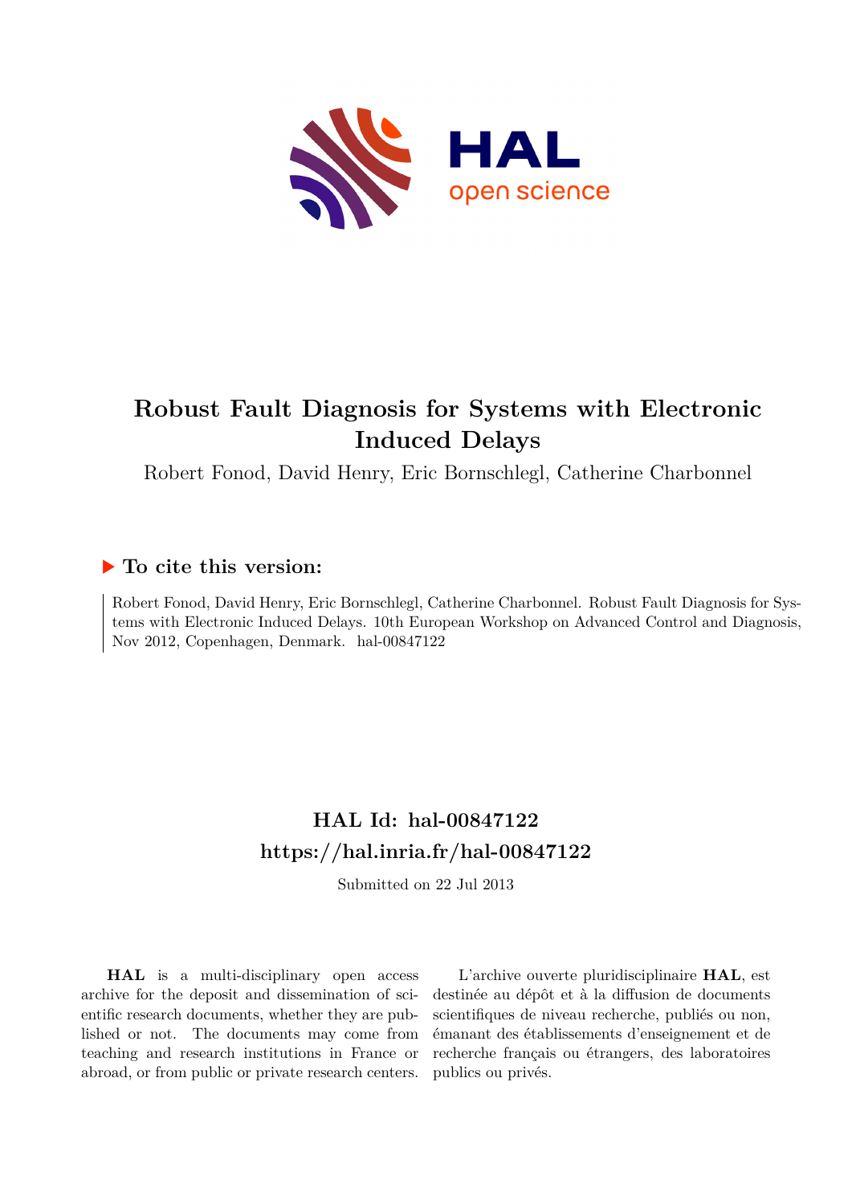# Robust Fault Diagnosis for Systems with Electronic Induced Delays

Robert Fonod, David Henry, Eric Bornschlegl, Catherine Charbonnel

## ▶ To cite this version:

Robert Fonod, David Henry, Eric Bornschlegl, Catherine Charbonnel. Robust Fault Diagnosis for Systems with Electronic Induced Delays. 10th European Workshop on Advanced Control and Diagnosis, Nov 2012, Copenhagen, Denmark. hal-00847122

## HAL Id: hal-00847122

## https://hal.inria.fr/hal-00847122

Submitted on 22 Jul 2013

**HAL** is a multi-disciplinary open access archive for the deposit and dissemination of scientific research documents, whether they are published or not. The documents may come from teaching and research institutions in France or abroad, or from public or private research centers.

L'archive ouverte pluridisciplinaire **HAL**, est destinée au dépôt et à la diffusion de documents scientifiques de niveau recherche, publiés ou non, émanant des établissements d'enseignement et de recherche français ou étrangers, des laboratoires publics ou privés.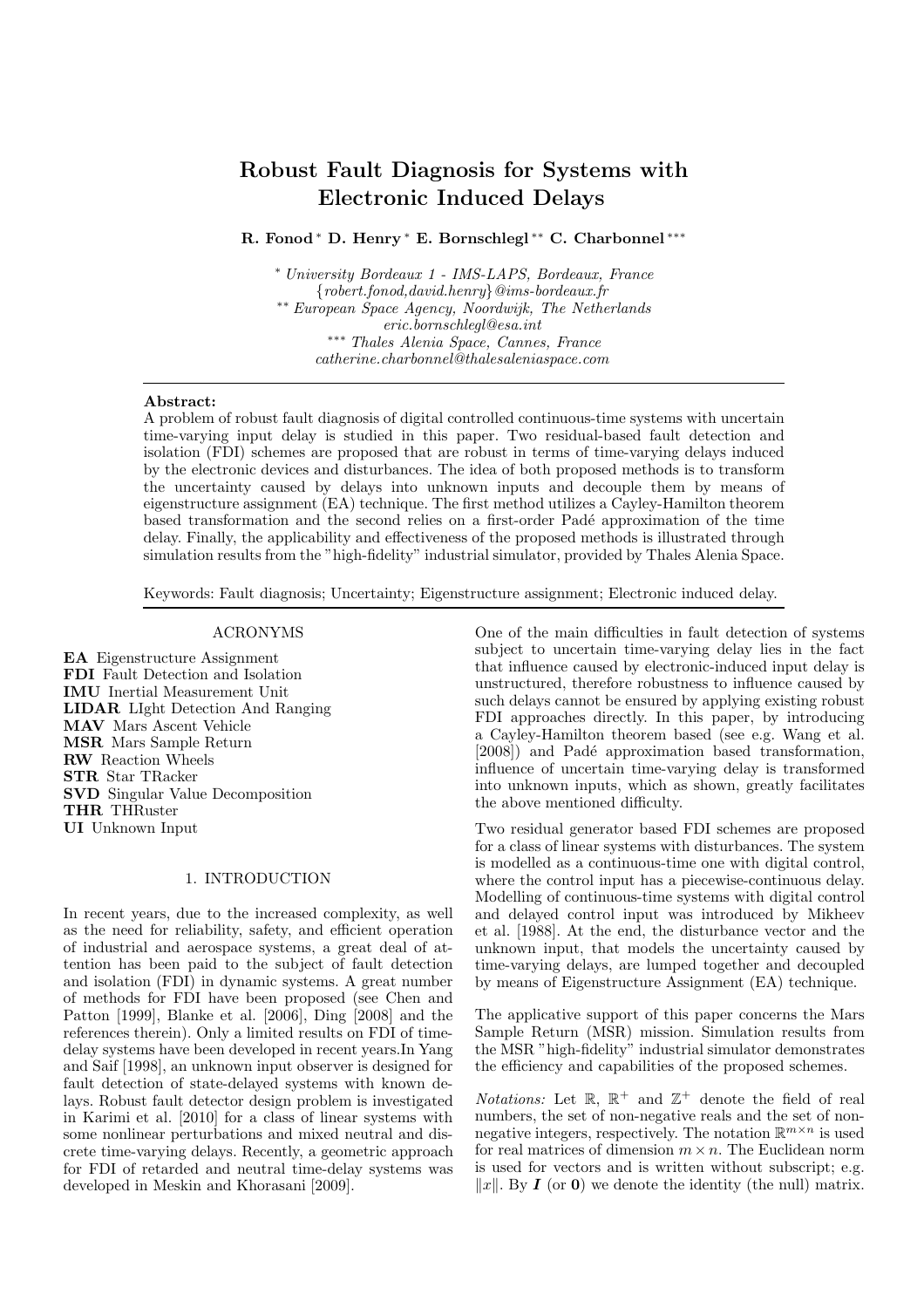# Robust Fault Diagnosis for Systems with Electronic Induced Delays

**R. Fonod** [*] **D. Henry** [*] **E. Bornschlegl** [**] **C. Charbonnel** [***]

[*] *University Bordeaux 1 - IMS-LAPS, Bordeaux, France*
*{robert.fonod,david.henry}@ims-bordeaux.fr*
[**] *European Space Agency, Noordwijk, The Netherlands*
*eric.bornschlegl@esa.int*
[***] *Thales Alenia Space, Cannes, France*
*catherine.charbonnel@thalesaleniaspace.com*

---

**Abstract:**
A problem of robust fault diagnosis of digital controlled continuous-time systems with uncertain time-varying input delay is studied in this paper. Two residual-based fault detection and isolation (FDI) schemes are proposed that are robust in terms of time-varying delays induced by the electronic devices and disturbances. The idea of both proposed methods is to transform the uncertainty caused by delays into unknown inputs and decouple them by means of eigenstructure assignment (EA) technique. The first method utilizes a Cayley-Hamilton theorem based transformation and the second relies on a first-order Padé approximation of the time delay. Finally, the applicability and effectiveness of the proposed methods is illustrated through simulation results from the "high-fidelity" industrial simulator, provided by Thales Alenia Space.

Keywords: Fault diagnosis; Uncertainty; Eigenstructure assignment; Electronic induced delay.

---

## ACRONYMS

**EA** Eigenstructure Assignment
**FDI** Fault Detection and Isolation
**IMU** Inertial Measurement Unit
**LIDAR** LIght Detection And Ranging
**MAV** Mars Ascent Vehicle
**MSR** Mars Sample Return
**RW** Reaction Wheels
**STR** Star TRacker
**SVD** Singular Value Decomposition
**THR** THRuster
**UI** Unknown Input

## 1. INTRODUCTION

In recent years, due to the increased complexity, as well as the need for reliability, safety, and efficient operation of industrial and aerospace systems, a great deal of attention has been paid to the subject of fault detection and isolation (FDI) in dynamic systems. A great number of methods for FDI have been proposed (see Chen and Patton [1999], Blanke et al. [2006], Ding [2008] and the references therein). Only a limited results on FDI of time-delay systems have been developed in recent years.In Yang and Saif [1998], an unknown input observer is designed for fault detection of state-delayed systems with known delays. Robust fault detector design problem is investigated in Karimi et al. [2010] for a class of linear systems with some nonlinear perturbations and mixed neutral and discrete time-varying delays. Recently, a geometric approach for FDI of retarded and neutral time-delay systems was developed in Meskin and Khorasani [2009].

One of the main difficulties in fault detection of systems subject to uncertain time-varying delay lies in the fact that influence caused by electronic-induced input delay is unstructured, therefore robustness to influence caused by such delays cannot be ensured by applying existing robust FDI approaches directly. In this paper, by introducing a Cayley-Hamilton theorem based (see e.g. Wang et al. [2008]) and Padé approximation based transformation, influence of uncertain time-varying delay is transformed into unknown inputs, which as shown, greatly facilitates the above mentioned difficulty.

Two residual generator based FDI schemes are proposed for a class of linear systems with disturbances. The system is modelled as a continuous-time one with digital control, where the control input has a piecewise-continuous delay. Modelling of continuous-time systems with digital control and delayed control input was introduced by Mikheev et al. [1988]. At the end, the disturbance vector and the unknown input, that models the uncertainty caused by time-varying delays, are lumped together and decoupled by means of Eigenstructure Assignment (EA) technique.

The applicative support of this paper concerns the Mars Sample Return (MSR) mission. Simulation results from the MSR "high-fidelity" industrial simulator demonstrates the efficiency and capabilities of the proposed schemes.

*Notations:* Let $\mathbb{R}$, $\mathbb{R}^+$ and $\mathbb{Z}^+$ denote the field of real numbers, the set of non-negative reals and the set of non-negative integers, respectively. The notation $\mathbb{R}^{m\times n}$ is used for real matrices of dimension $m \times n$. The Euclidean norm is used for vectors and is written without subscript; e.g. $\|x\|$. By $\boldsymbol{I}$ (or $\mathbf{0}$) we denote the identity (the null) matrix.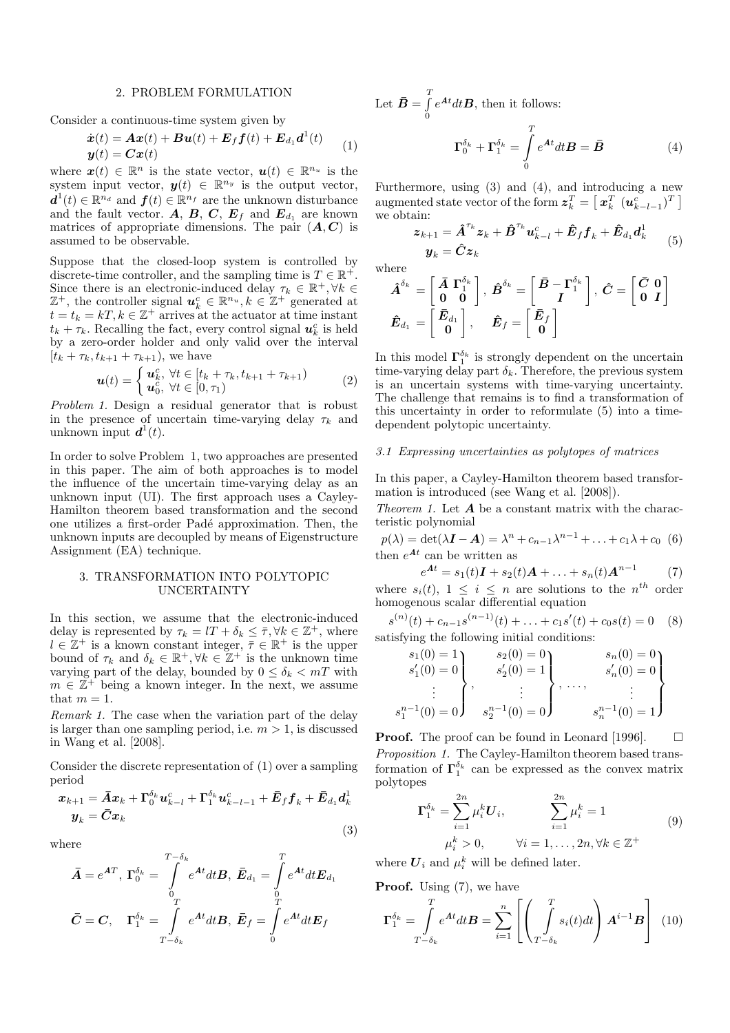## 2. PROBLEM FORMULATION

Consider a continuous-time system given by

$$
\begin{aligned}
\dot{\boldsymbol{x}}(t) &= \boldsymbol{A}\boldsymbol{x}(t) + \boldsymbol{B}\boldsymbol{u}(t) + \boldsymbol{E}_f \boldsymbol{f}(t) + \boldsymbol{E}_{d_1}\boldsymbol{d}^1(t) \\
\boldsymbol{y}(t) &= \boldsymbol{C}\boldsymbol{x}(t)
\end{aligned} \tag{1}
$$

where $\boldsymbol{x}(t) \in \mathbb{R}^n$ is the state vector, $\boldsymbol{u}(t) \in \mathbb{R}^{n_u}$ is the system input vector, $\boldsymbol{y}(t) \in \mathbb{R}^{n_y}$ is the output vector, $\boldsymbol{d}^1(t) \in \mathbb{R}^{n_d}$ and $\boldsymbol{f}(t) \in \mathbb{R}^{n_f}$ are the unknown disturbance and the fault vector. $\boldsymbol{A}$, $\boldsymbol{B}$, $\boldsymbol{C}$, $\boldsymbol{E}_f$ and $\boldsymbol{E}_{d_1}$ are known matrices of appropriate dimensions. The pair $(\boldsymbol{A}, \boldsymbol{C})$ is assumed to be observable.

Suppose that the closed-loop system is controlled by discrete-time controller, and the sampling time is $T \in \mathbb{R}^+$. Since there is an electronic-induced delay $\tau_k \in \mathbb{R}^+, \forall k \in \mathbb{Z}^+$, the controller signal $\boldsymbol{u}_k^c \in \mathbb{R}^{n_u}, k \in \mathbb{Z}^+$ generated at $t = t_k = kT, k \in \mathbb{Z}^+$ arrives at the actuator at time instant $t_k + \tau_k$. Recalling the fact, every control signal $\boldsymbol{u}_k^c$ is held by a zero-order holder and only valid over the interval $[t_k + \tau_k, t_{k+1} + \tau_{k+1})$, we have

$$
\boldsymbol{u}(t) = \begin{cases} \boldsymbol{u}_k^c, \ \forall t \in [t_k + \tau_k, t_{k+1} + \tau_{k+1}) \\ \boldsymbol{u}_0^c, \ \forall t \in [0, \tau_1) \end{cases} \tag{2}
$$

*Problem 1.* Design a residual generator that is robust in the presence of uncertain time-varying delay $\tau_k$ and unknown input $\boldsymbol{d}^1(t)$.

In order to solve Problem 1, two approaches are presented in this paper. The aim of both approaches is to model the influence of the uncertain time-varying delay as an unknown input (UI). The first approach uses a Cayley-Hamilton theorem based transformation and the second one utilizes a first-order Padé approximation. Then, the unknown inputs are decoupled by means of Eigenstructure Assignment (EA) technique.

## 3. TRANSFORMATION INTO POLYTOPIC UNCERTAINTY

In this section, we assume that the electronic-induced delay is represented by $\tau_k = lT + \delta_k \leq \bar{\tau}, \forall k \in \mathbb{Z}^+$, where $l \in \mathbb{Z}^+$ is a known constant integer, $\bar{\tau} \in \mathbb{R}^+$ is the upper bound of $\tau_k$ and $\delta_k \in \mathbb{R}^+, \forall k \in \mathbb{Z}^+$ is the unknown time varying part of the delay, bounded by $0 \leq \delta_k < mT$ with $m \in \mathbb{Z}^+$ being a known integer. In the next, we assume that $m = 1$.

*Remark 1.* The case when the variation part of the delay is larger than one sampling period, i.e. $m > 1$, is discussed in Wang et al. [2008].

Consider the discrete representation of (1) over a sampling period

$$
\begin{aligned}
\boldsymbol{x}_{k+1} &= \bar{\boldsymbol{A}}\boldsymbol{x}_k + \boldsymbol{\Gamma}_0^{\delta_k}\boldsymbol{u}_{k-l}^c + \boldsymbol{\Gamma}_1^{\delta_k}\boldsymbol{u}_{k-l-1}^c + \bar{\boldsymbol{E}}_f \boldsymbol{f}_k + \bar{\boldsymbol{E}}_{d_1}\boldsymbol{d}_k^1 \\
\boldsymbol{y}_k &= \bar{\boldsymbol{C}}\boldsymbol{x}_k
\end{aligned} \tag{3}
$$

where

$$
\bar{\boldsymbol{A}} = e^{\boldsymbol{A}T}, \ \boldsymbol{\Gamma}_0^{\delta_k} = \int_0^{T-\delta_k} e^{\boldsymbol{A}t}dt\boldsymbol{B}, \ \bar{\boldsymbol{E}}_{d_1} = \int_0^T e^{\boldsymbol{A}t}dt\boldsymbol{E}_{d_1}
$$

$$
\bar{\boldsymbol{C}} = \boldsymbol{C}, \quad \boldsymbol{\Gamma}_1^{\delta_k} = \int_{T-\delta_k}^{T} e^{\boldsymbol{A}t}dt\boldsymbol{B}, \ \bar{\boldsymbol{E}}_f = \int_0^T e^{\boldsymbol{A}t}dt\boldsymbol{E}_f
$$

Let $\bar{\boldsymbol{B}} = \int_0^T e^{\boldsymbol{A}t}dt\boldsymbol{B}$, then it follows:

$$
\boldsymbol{\Gamma}_0^{\delta_k} + \boldsymbol{\Gamma}_1^{\delta_k} = \int_0^T e^{\boldsymbol{A}t}dt\boldsymbol{B} = \bar{\boldsymbol{B}} \tag{4}
$$

Furthermore, using (3) and (4), and introducing a new augmented state vector of the form $\boldsymbol{z}_k^T = \left[ \boldsymbol{x}_k^T \ (\boldsymbol{u}_{k-l-1}^c)^T \right]$ we obtain:

$$
\begin{aligned}
\boldsymbol{z}_{k+1} &= \hat{\boldsymbol{A}}^{\tau_k}\boldsymbol{z}_k + \hat{\boldsymbol{B}}^{\tau_k}\boldsymbol{u}_{k-l}^c + \hat{\boldsymbol{E}}_f \boldsymbol{f}_k + \hat{\boldsymbol{E}}_{d_1}\boldsymbol{d}_k^1 \\
\boldsymbol{y}_k &= \hat{\boldsymbol{C}}\boldsymbol{z}_k
\end{aligned} \tag{5}
$$

where

$$
\hat{\boldsymbol{A}}^{\delta_k} = \begin{bmatrix} \bar{\boldsymbol{A}} & \boldsymbol{\Gamma}_1^{\delta_k} \\ \boldsymbol{0} & \boldsymbol{0} \end{bmatrix}, \ \hat{\boldsymbol{B}}^{\delta_k} = \begin{bmatrix} \bar{\boldsymbol{B}} - \boldsymbol{\Gamma}_1^{\delta_k} \\ \boldsymbol{I} \end{bmatrix}, \ \hat{\boldsymbol{C}} = \begin{bmatrix} \bar{\boldsymbol{C}} & \boldsymbol{0} \\ \boldsymbol{0} & \boldsymbol{I} \end{bmatrix}
$$

$$
\hat{\boldsymbol{E}}_{d_1} = \begin{bmatrix} \bar{\boldsymbol{E}}_{d_1} \\ \boldsymbol{0} \end{bmatrix}, \quad \hat{\boldsymbol{E}}_f = \begin{bmatrix} \bar{\boldsymbol{E}}_f \\ \boldsymbol{0} \end{bmatrix}
$$

In this model $\boldsymbol{\Gamma}_1^{\delta_k}$ is strongly dependent on the uncertain time-varying delay part $\delta_k$. Therefore, the previous system is an uncertain systems with time-varying uncertainty. The challenge that remains is to find a transformation of this uncertainty in order to reformulate (5) into a time-dependent polytopic uncertainty.

### 3.1 Expressing uncertainties as polytopes of matrices

In this paper, a Cayley-Hamilton theorem based transformation is introduced (see Wang et al. [2008]).

*Theorem 1.* Let $\boldsymbol{A}$ be a constant matrix with the characteristic polynomial

$$
p(\lambda) = \det(\lambda\boldsymbol{I} - \boldsymbol{A}) = \lambda^n + c_{n-1}\lambda^{n-1} + \ldots + c_1\lambda + c_0 \tag{6}
$$

then $e^{\boldsymbol{A}t}$ can be written as

$$
e^{\boldsymbol{A}t} = s_1(t)\boldsymbol{I} + s_2(t)\boldsymbol{A} + \ldots + s_n(t)\boldsymbol{A}^{n-1} \tag{7}
$$

where $s_i(t)$, $1 \leq i \leq n$ are solutions to the $n^{th}$ order homogenous scalar differential equation

$$
s^{(n)}(t) + c_{n-1}s^{(n-1)}(t) + \ldots + c_1 s'(t) + c_0 s(t) = 0 \tag{8}
$$

satisfying the following initial conditions:

$$
\left.\begin{matrix} s_1(0) = 1 \\ s_1'(0) = 0 \\ \vdots \\ s_1^{n-1}(0) = 0 \end{matrix}\right\}, \quad \left.\begin{matrix} s_2(0) = 0 \\ s_2'(0) = 1 \\ \vdots \\ s_2^{n-1}(0) = 0 \end{matrix}\right\}, \ \ldots, \quad \left.\begin{matrix} s_n(0) = 0 \\ s_n'(0) = 0 \\ \vdots \\ s_n^{n-1}(0) = 1 \end{matrix}\right\}
$$

**Proof.** The proof can be found in Leonard [1996]. $\square$

*Proposition 1.* The Cayley-Hamilton theorem based transformation of $\boldsymbol{\Gamma}_1^{\delta_k}$ can be expressed as the convex matrix polytopes

$$
\begin{aligned}
\boldsymbol{\Gamma}_1^{\delta_k} &= \sum_{i=1}^{2n} \mu_i^k \boldsymbol{U}_i, \qquad \sum_{i=1}^{2n} \mu_i^k = 1 \\
\mu_i^k &> 0, \qquad \forall i = 1, \ldots, 2n, \forall k \in \mathbb{Z}^+
\end{aligned} \tag{9}
$$

where $\boldsymbol{U}_i$ and $\mu_i^k$ will be defined later.

**Proof.** Using (7), we have

$$
\boldsymbol{\Gamma}_1^{\delta_k} = \int_{T-\delta_k}^{T} e^{\boldsymbol{A}t}dt\boldsymbol{B} = \sum_{i=1}^{n} \left[ \left( \int_{T-\delta_k}^{T} s_i(t)dt \right) \boldsymbol{A}^{i-1}\boldsymbol{B} \right] \tag{10}
$$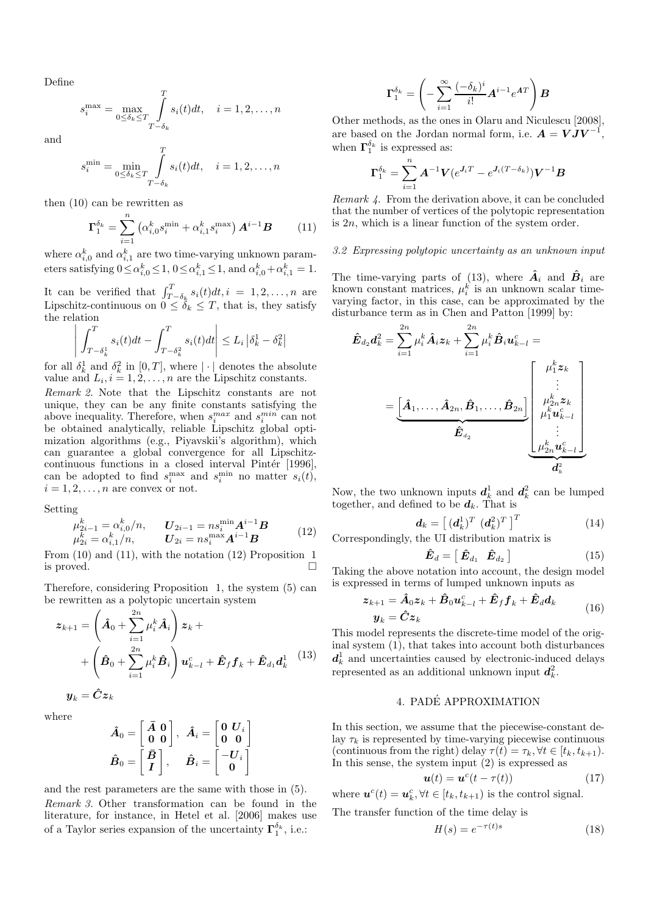Define

$$s_i^{\max} = \max_{0 \le \delta_k \le T} \int_{T-\delta_k}^{T} s_i(t)dt, \quad i = 1, 2, \ldots, n$$

and

$$s_i^{\min} = \min_{0 \le \delta_k \le T} \int_{T-\delta_k}^{T} s_i(t)dt, \quad i = 1, 2, \ldots, n$$

then (10) can be rewritten as

$$\boldsymbol{\Gamma}_1^{\delta_k} = \sum_{i=1}^{n} \left(\alpha_{i,0}^k s_i^{\min} + \alpha_{i,1}^k s_i^{\max}\right) \boldsymbol{A}^{i-1}\boldsymbol{B} \tag{11}$$

where $\alpha_{i,0}^k$ and $\alpha_{i,1}^k$ are two time-varying unknown parameters satisfying $0 \le \alpha_{i,0}^k \le 1$, $0 \le \alpha_{i,1}^k \le 1$, and $\alpha_{i,0}^k + \alpha_{i,1}^k = 1$.

It can be verified that $\int_{T-\delta_k}^{T} s_i(t)dt, i = 1, 2, \ldots, n$ are Lipschitz-continuous on $0 \le \delta_k \le T$, that is, they satisfy the relation

$$\left| \int_{T-\delta_k^1}^{T} s_i(t)dt - \int_{T-\delta_k^2}^{T} s_i(t)dt \right| \le L_i \left|\delta_k^1 - \delta_k^2\right|$$

for all $\delta_k^1$ and $\delta_k^2$ in $[0, T]$, where $|\cdot|$ denotes the absolute value and $L_i, i = 1, 2, \ldots, n$ are the Lipschitz constants.

*Remark 2.* Note that the Lipschitz constants are not unique, they can be any finite constants satisfying the above inequality. Therefore, when $s_i^{max}$ and $s_i^{min}$ can not be obtained analytically, reliable Lipschitz global optimization algorithms (e.g., Piyavskii's algorithm), which can guarantee a global convergence for all Lipschitz-continuous functions in a closed interval Pintér [1996], can be adopted to find $s_i^{\max}$ and $s_i^{\min}$ no matter $s_i(t)$, $i = 1, 2, \ldots, n$ are convex or not.

Setting

$$\begin{aligned} \mu_{2i-1}^k &= \alpha_{i,0}^k/n, \qquad \boldsymbol{U}_{2i-1} = n s_i^{\min}\boldsymbol{A}^{i-1}\boldsymbol{B} \\ \mu_{2i}^k &= \alpha_{i,1}^k/n, \qquad \boldsymbol{U}_{2i} = n s_i^{\max}\boldsymbol{A}^{i-1}\boldsymbol{B} \end{aligned} \tag{12}$$

From (10) and (11), with the notation (12) Proposition 1 is proved. □

Therefore, considering Proposition 1, the system (5) can be rewritten as a polytopic uncertain system

$$\begin{aligned} \boldsymbol{z}_{k+1} &= \left(\hat{\boldsymbol{A}}_0 + \sum_{i=1}^{2n} \mu_i^k \hat{\boldsymbol{A}}_i\right) \boldsymbol{z}_k + \\ &+ \left(\hat{\boldsymbol{B}}_0 + \sum_{i=1}^{2n} \mu_i^k \hat{\boldsymbol{B}}_i\right) \boldsymbol{u}_{k-l}^c + \hat{\boldsymbol{E}}_f \boldsymbol{f}_k + \hat{\boldsymbol{E}}_{d_1}\boldsymbol{d}_k^1 \\ \boldsymbol{y}_k &= \hat{\boldsymbol{C}}\boldsymbol{z}_k \end{aligned} \tag{13}$$

where

$$\hat{\boldsymbol{A}}_0 = \begin{bmatrix} \bar{\boldsymbol{A}} & \boldsymbol{0} \\ \boldsymbol{0} & \boldsymbol{0} \end{bmatrix}, \quad \hat{\boldsymbol{A}}_i = \begin{bmatrix} \boldsymbol{0} & \boldsymbol{U}_i \\ \boldsymbol{0} & \boldsymbol{0} \end{bmatrix}$$

$$\hat{\boldsymbol{B}}_0 = \begin{bmatrix} \bar{\boldsymbol{B}} \\ \boldsymbol{I} \end{bmatrix}, \quad \hat{\boldsymbol{B}}_i = \begin{bmatrix} -\boldsymbol{U}_i \\ \boldsymbol{0} \end{bmatrix}$$

and the rest parameters are the same with those in (5).

*Remark 3.* Other transformation can be found in the literature, for instance, in Hetel et al. [2006] makes use of a Taylor series expansion of the uncertainty $\boldsymbol{\Gamma}_1^{\delta_k}$, i.e.:

$$\boldsymbol{\Gamma}_1^{\delta_k} = \left( -\sum_{i=1}^{\infty} \frac{(-\delta_k)^i}{i!} \boldsymbol{A}^{i-1} e^{\boldsymbol{A}T} \right) \boldsymbol{B}$$

Other methods, as the ones in Olaru and Niculescu [2008], are based on the Jordan normal form, i.e. $\boldsymbol{A} = \boldsymbol{V}\boldsymbol{J}\boldsymbol{V}^{-1}$, when $\boldsymbol{\Gamma}_1^{\delta_k}$ is expressed as:

$$\boldsymbol{\Gamma}_1^{\delta_k} = \sum_{i=1}^{n} \boldsymbol{A}^{-1}\boldsymbol{V}(e^{\boldsymbol{J}_i T} - e^{\boldsymbol{J}_i(T-\delta_k)})\boldsymbol{V}^{-1}\boldsymbol{B}$$

*Remark 4.* From the derivation above, it can be concluded that the number of vertices of the polytopic representation is $2n$, which is a linear function of the system order.

### 3.2 Expressing polytopic uncertainty as an unknown input

The time-varying parts of (13), where $\hat{\boldsymbol{A}}_i$ and $\hat{\boldsymbol{B}}_i$ are known constant matrices, $\mu_i^k$ is an unknown scalar time-varying factor, in this case, can be approximated by the disturbance term as in Chen and Patton [1999] by:

$$\hat{\boldsymbol{E}}_{d_2}\boldsymbol{d}_k^2 = \sum_{i=1}^{2n} \mu_i^k \hat{\boldsymbol{A}}_i \boldsymbol{z}_k + \sum_{i=1}^{2n} \mu_i^k \hat{\boldsymbol{B}}_i \boldsymbol{u}_{k-l}^c = \underbrace{\left[\hat{\boldsymbol{A}}_1, \ldots, \hat{\boldsymbol{A}}_{2n}, \hat{\boldsymbol{B}}_1, \ldots, \hat{\boldsymbol{B}}_{2n}\right]}_{\hat{\boldsymbol{E}}_{d_2}} \underbrace{\begin{bmatrix} \mu_1^k \boldsymbol{z}_k \\ \vdots \\ \mu_{2n}^k \boldsymbol{z}_k \\ \mu_1^k \boldsymbol{u}_{k-l}^c \\ \vdots \\ \mu_{2n}^k \boldsymbol{u}_{k-l}^c \end{bmatrix}}_{\boldsymbol{d}_k^2}$$

Now, the two unknown inputs $\boldsymbol{d}_k^1$ and $\boldsymbol{d}_k^2$ can be lumped together, and defined to be $\boldsymbol{d}_k$. That is

$$\boldsymbol{d}_k = \left[\, (\boldsymbol{d}_k^1)^T \;\; (\boldsymbol{d}_k^2)^T \,\right]^T \tag{14}$$

Correspondingly, the UI distribution matrix is

$$\hat{\boldsymbol{E}}_d = \left[\, \hat{\boldsymbol{E}}_{d_1} \;\; \hat{\boldsymbol{E}}_{d_2} \,\right] \tag{15}$$

Taking the above notation into account, the design model is expressed in terms of lumped unknown inputs as

$$\begin{aligned} \boldsymbol{z}_{k+1} &= \hat{\boldsymbol{A}}_0 \boldsymbol{z}_k + \hat{\boldsymbol{B}}_0 \boldsymbol{u}_{k-l}^c + \hat{\boldsymbol{E}}_f \boldsymbol{f}_k + \hat{\boldsymbol{E}}_d \boldsymbol{d}_k \\ \boldsymbol{y}_k &= \hat{\boldsymbol{C}}\boldsymbol{z}_k \end{aligned} \tag{16}$$

This model represents the discrete-time model of the original system (1), that takes into account both disturbances $\boldsymbol{d}_k^1$ and uncertainties caused by electronic-induced delays represented as an additional unknown input $\boldsymbol{d}_k^2$.

## 4. PADÉ APPROXIMATION

In this section, we assume that the piecewise-constant delay $\tau_k$ is represented by time-varying piecewise continuous (continuous from the right) delay $\tau(t) = \tau_k, \forall t \in [t_k, t_{k+1})$. In this sense, the system input (2) is expressed as

$$\boldsymbol{u}(t) = \boldsymbol{u}^c(t - \tau(t)) \tag{17}$$

where $\boldsymbol{u}^c(t) = \boldsymbol{u}_k^c, \forall t \in [t_k, t_{k+1})$ is the control signal.

The transfer function of the time delay is

$$H(s) = e^{-\tau(t)s} \tag{18}$$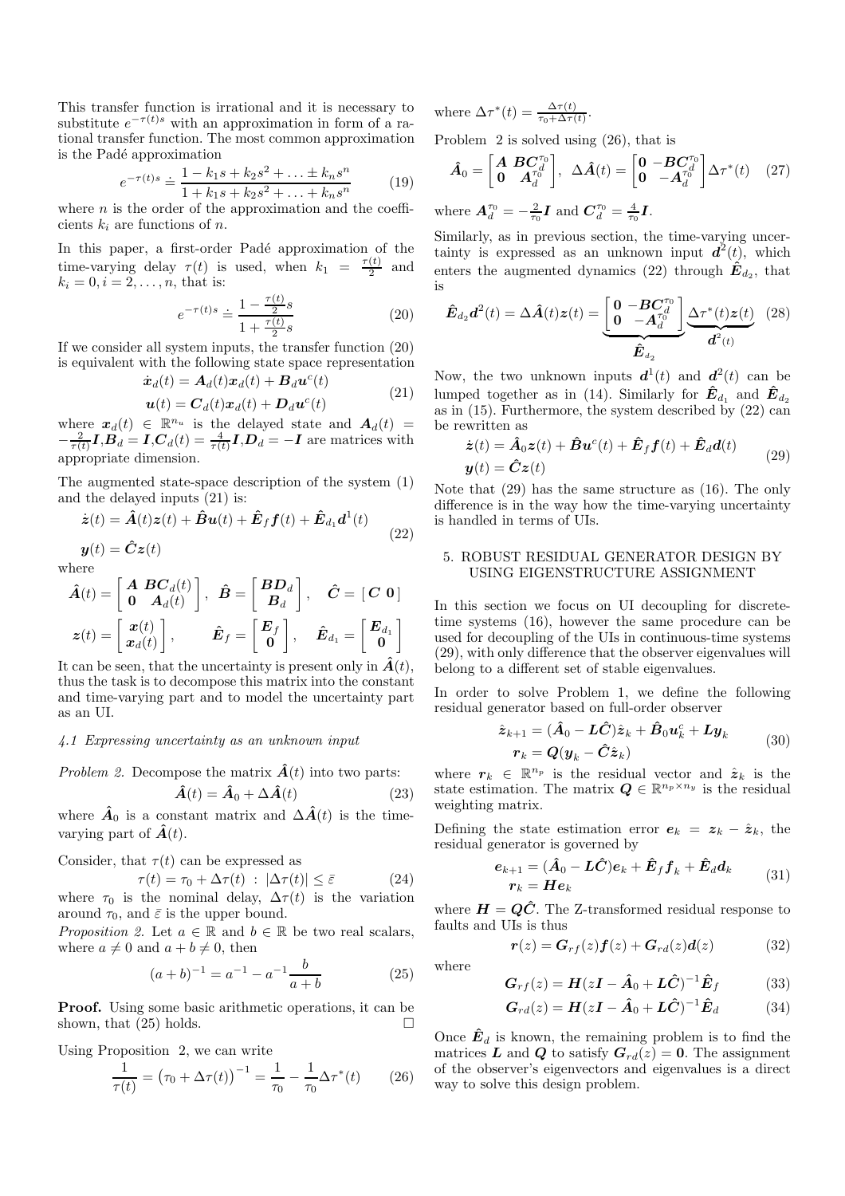This transfer function is irrational and it is necessary to substitute $e^{-\tau(t)s}$ with an approximation in form of a rational transfer function. The most common approximation is the Padé approximation

$$e^{-\tau(t)s} \doteq \frac{1 - k_1 s + k_2 s^2 + \ldots \pm k_n s^n}{1 + k_1 s + k_2 s^2 + \ldots + k_n s^n} \tag{19}$$

where $n$ is the order of the approximation and the coefficients $k_i$ are functions of $n$.

In this paper, a first-order Padé approximation of the time-varying delay $\tau(t)$ is used, when $k_1 = \frac{\tau(t)}{2}$ and $k_i = 0, i = 2, \ldots, n$, that is:

$$e^{-\tau(t)s} \doteq \frac{1 - \frac{\tau(t)}{2}s}{1 + \frac{\tau(t)}{2}s} \tag{20}$$

If we consider all system inputs, the transfer function (20) is equivalent with the following state space representation

$$\begin{aligned} \dot{\boldsymbol{x}}_d(t) &= \boldsymbol{A}_d(t)\boldsymbol{x}_d(t) + \boldsymbol{B}_d \boldsymbol{u}^c(t) \\ \boldsymbol{u}(t) &= \boldsymbol{C}_d(t)\boldsymbol{x}_d(t) + \boldsymbol{D}_d \boldsymbol{u}^c(t) \end{aligned} \tag{21}$$

where $\boldsymbol{x}_d(t) \in \mathbb{R}^{n_u}$ is the delayed state and $\boldsymbol{A}_d(t) = -\frac{2}{\tau(t)}\boldsymbol{I}, \boldsymbol{B}_d = \boldsymbol{I}, \boldsymbol{C}_d(t) = \frac{4}{\tau(t)}\boldsymbol{I}, \boldsymbol{D}_d = -\boldsymbol{I}$ are matrices with appropriate dimension.

The augmented state-space description of the system (1) and the delayed inputs (21) is:

$$\begin{aligned} \dot{\boldsymbol{z}}(t) &= \hat{\boldsymbol{A}}(t)\boldsymbol{z}(t) + \hat{\boldsymbol{B}}\boldsymbol{u}(t) + \hat{\boldsymbol{E}}_f \boldsymbol{f}(t) + \hat{\boldsymbol{E}}_{d_1}\boldsymbol{d}^1(t) \\ \boldsymbol{y}(t) &= \hat{\boldsymbol{C}}\boldsymbol{z}(t) \end{aligned} \tag{22}$$

where

$$\hat{\boldsymbol{A}}(t) = \begin{bmatrix} \boldsymbol{A} & \boldsymbol{B}\boldsymbol{C}_d(t) \\ \boldsymbol{0} & \boldsymbol{A}_d(t) \end{bmatrix}, \quad \hat{\boldsymbol{B}} = \begin{bmatrix} \boldsymbol{B}\boldsymbol{D}_d \\ \boldsymbol{B}_d \end{bmatrix}, \quad \hat{\boldsymbol{C}} = [\,\boldsymbol{C}\ \boldsymbol{0}\,]$$

$$\boldsymbol{z}(t) = \begin{bmatrix} \boldsymbol{x}(t) \\ \boldsymbol{x}_d(t) \end{bmatrix}, \qquad \hat{\boldsymbol{E}}_f = \begin{bmatrix} \boldsymbol{E}_f \\ \boldsymbol{0} \end{bmatrix}, \quad \hat{\boldsymbol{E}}_{d_1} = \begin{bmatrix} \boldsymbol{E}_{d_1} \\ \boldsymbol{0} \end{bmatrix}$$

It can be seen, that the uncertainty is present only in $\hat{\boldsymbol{A}}(t)$, thus the task is to decompose this matrix into the constant and time-varying part and to model the uncertainty part as an UI.

### 4.1 Expressing uncertainty as an unknown input

*Problem 2.* Decompose the matrix $\hat{\boldsymbol{A}}(t)$ into two parts:

$$\hat{\boldsymbol{A}}(t) = \hat{\boldsymbol{A}}_0 + \Delta\hat{\boldsymbol{A}}(t) \tag{23}$$

where $\hat{\boldsymbol{A}}_0$ is a constant matrix and $\Delta\hat{\boldsymbol{A}}(t)$ is the time-varying part of $\hat{\boldsymbol{A}}(t)$.

Consider, that $\tau(t)$ can be expressed as

$$\tau(t) = \tau_0 + \Delta\tau(t)\ :\ |\Delta\tau(t)| \leq \bar{\varepsilon} \tag{24}$$

where $\tau_0$ is the nominal delay, $\Delta\tau(t)$ is the variation around $\tau_0$, and $\bar{\varepsilon}$ is the upper bound.

*Proposition 2.* Let $a \in \mathbb{R}$ and $b \in \mathbb{R}$ be two real scalars, where $a \neq 0$ and $a + b \neq 0$, then

$$(a+b)^{-1} = a^{-1} - a^{-1}\frac{b}{a+b} \tag{25}$$

**Proof.** Using some basic arithmetic operations, it can be shown, that (25) holds. □

Using Proposition 2, we can write

$$\frac{1}{\tau(t)} = \left(\tau_0 + \Delta\tau(t)\right)^{-1} = \frac{1}{\tau_0} - \frac{1}{\tau_0}\Delta\tau^*(t) \tag{26}$$

where $\Delta\tau^*(t) = \frac{\Delta\tau(t)}{\tau_0 + \Delta\tau(t)}$.

Problem 2 is solved using (26), that is

$$\hat{\boldsymbol{A}}_0 = \begin{bmatrix} \boldsymbol{A} & \boldsymbol{B}\boldsymbol{C}_d^{\tau_0} \\ \boldsymbol{0} & \boldsymbol{A}_d^{\tau_0} \end{bmatrix}, \ \ \Delta\hat{\boldsymbol{A}}(t) = \begin{bmatrix} \boldsymbol{0} & -\boldsymbol{B}\boldsymbol{C}_d^{\tau_0} \\ \boldsymbol{0} & -\boldsymbol{A}_d^{\tau_0} \end{bmatrix}\Delta\tau^*(t) \tag{27}$$

where $\boldsymbol{A}_d^{\tau_0} = -\frac{2}{\tau_0}\boldsymbol{I}$ and $\boldsymbol{C}_d^{\tau_0} = \frac{4}{\tau_0}\boldsymbol{I}$.

Similarly, as in previous section, the time-varying uncertainty is expressed as an unknown input $\boldsymbol{d}^2(t)$, which enters the augmented dynamics (22) through $\hat{\boldsymbol{E}}_{d_2}$, that is

$$\hat{\boldsymbol{E}}_{d_2}\boldsymbol{d}^2(t) = \Delta\hat{\boldsymbol{A}}(t)\boldsymbol{z}(t) = \underbrace{\begin{bmatrix} \boldsymbol{0} & -\boldsymbol{B}\boldsymbol{C}_d^{\tau_0} \\ \boldsymbol{0} & -\boldsymbol{A}_d^{\tau_0} \end{bmatrix}}_{\hat{\boldsymbol{E}}_{d_2}} \underbrace{\Delta\tau^*(t)\boldsymbol{z}(t)}_{\boldsymbol{d}^2(t)} \tag{28}$$

Now, the two unknown inputs $\boldsymbol{d}^1(t)$ and $\boldsymbol{d}^2(t)$ can be lumped together as in (14). Similarly for $\hat{\boldsymbol{E}}_{d_1}$ and $\hat{\boldsymbol{E}}_{d_2}$ as in (15). Furthermore, the system described by (22) can be rewritten as

$$\begin{aligned} \dot{\boldsymbol{z}}(t) &= \hat{\boldsymbol{A}}_0\boldsymbol{z}(t) + \hat{\boldsymbol{B}}\boldsymbol{u}^c(t) + \hat{\boldsymbol{E}}_f\boldsymbol{f}(t) + \hat{\boldsymbol{E}}_d\boldsymbol{d}(t) \\ \boldsymbol{y}(t) &= \hat{\boldsymbol{C}}\boldsymbol{z}(t) \end{aligned} \tag{29}$$

Note that (29) has the same structure as (16). The only difference is in the way how the time-varying uncertainty is handled in terms of UIs.

## 5. ROBUST RESIDUAL GENERATOR DESIGN BY USING EIGENSTRUCTURE ASSIGNMENT

In this section we focus on UI decoupling for discrete-time systems (16), however the same procedure can be used for decoupling of the UIs in continuous-time systems (29), with only difference that the observer eigenvalues will belong to a different set of stable eigenvalues.

In order to solve Problem 1, we define the following residual generator based on full-order observer

$$\begin{aligned} \hat{\boldsymbol{z}}_{k+1} &= (\hat{\boldsymbol{A}}_0 - \boldsymbol{L}\hat{\boldsymbol{C}})\hat{\boldsymbol{z}}_k + \hat{\boldsymbol{B}}_0\boldsymbol{u}_k^c + \boldsymbol{L}\boldsymbol{y}_k \\ \boldsymbol{r}_k &= \boldsymbol{Q}(\boldsymbol{y}_k - \hat{\boldsymbol{C}}\hat{\boldsymbol{z}}_k) \end{aligned} \tag{30}$$

where $\boldsymbol{r}_k \in \mathbb{R}^{n_p}$ is the residual vector and $\hat{\boldsymbol{z}}_k$ is the state estimation. The matrix $\boldsymbol{Q} \in \mathbb{R}^{n_p \times n_y}$ is the residual weighting matrix.

Defining the state estimation error $\boldsymbol{e}_k = \boldsymbol{z}_k - \hat{\boldsymbol{z}}_k$, the residual generator is governed by

$$\begin{aligned} \boldsymbol{e}_{k+1} &= (\hat{\boldsymbol{A}}_0 - \boldsymbol{L}\hat{\boldsymbol{C}})\boldsymbol{e}_k + \hat{\boldsymbol{E}}_f\boldsymbol{f}_k + \hat{\boldsymbol{E}}_d\boldsymbol{d}_k \\ \boldsymbol{r}_k &= \boldsymbol{H}\boldsymbol{e}_k \end{aligned} \tag{31}$$

where $\boldsymbol{H} = \boldsymbol{Q}\hat{\boldsymbol{C}}$. The Z-transformed residual response to faults and UIs is thus

$$\boldsymbol{r}(z) = \boldsymbol{G}_{rf}(z)\boldsymbol{f}(z) + \boldsymbol{G}_{rd}(z)\boldsymbol{d}(z) \tag{32}$$

where

$$\boldsymbol{G}_{rf}(z) = \boldsymbol{H}(z\boldsymbol{I} - \hat{\boldsymbol{A}}_0 + \boldsymbol{L}\hat{\boldsymbol{C}})^{-1}\hat{\boldsymbol{E}}_f \tag{33}$$

$$\boldsymbol{G}_{rd}(z) = \boldsymbol{H}(z\boldsymbol{I} - \hat{\boldsymbol{A}}_0 + \boldsymbol{L}\hat{\boldsymbol{C}})^{-1}\hat{\boldsymbol{E}}_d \tag{34}$$

Once $\hat{\boldsymbol{E}}_d$ is known, the remaining problem is to find the matrices $\boldsymbol{L}$ and $\boldsymbol{Q}$ to satisfy $\boldsymbol{G}_{rd}(z) = \boldsymbol{0}$. The assignment of the observer's eigenvectors and eigenvalues is a direct way to solve this design problem.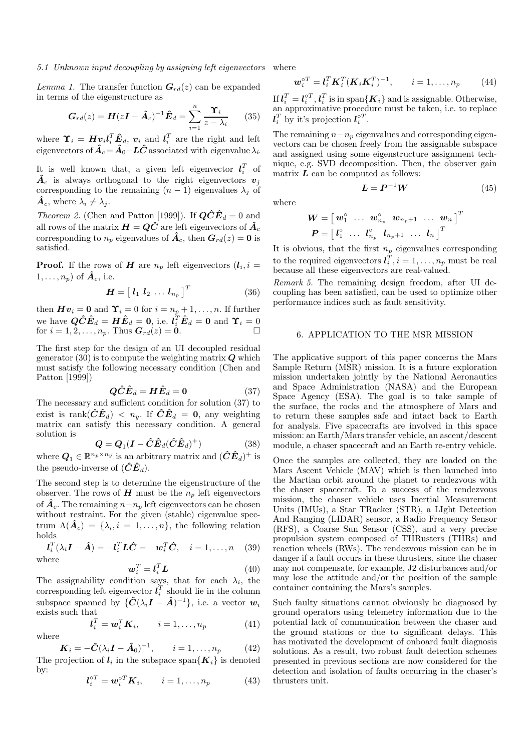### 5.1 Unknown input decoupling by assigning left eigenvectors

*Lemma 1.* The transfer function $\boldsymbol{G}_{rd}(z)$ can be expanded in terms of the eigenstructure as

$$\boldsymbol{G}_{rd}(z) = \boldsymbol{H}(z\boldsymbol{I} - \hat{\boldsymbol{A}}_c)^{-1}\hat{\boldsymbol{E}}_d = \sum_{i=1}^{n} \frac{\boldsymbol{\Upsilon}_i}{z - \lambda_i} \tag{35}$$

where $\boldsymbol{\Upsilon}_i = \boldsymbol{H}\boldsymbol{v}_i\boldsymbol{l}_i^T\hat{\boldsymbol{E}}_d$, $\boldsymbol{v}_i$ and $\boldsymbol{l}_i^T$ are the right and left eigenvectors of $\hat{\boldsymbol{A}}_c = \hat{\boldsymbol{A}}_0 - \boldsymbol{L}\hat{\boldsymbol{C}}$ associated with eigenvalue $\lambda_i$.

It is well known that, a given left eigenvector $\boldsymbol{l}_i^T$ of $\hat{\boldsymbol{A}}_c$ is always orthogonal to the right eigenvectors $\boldsymbol{v}_j$ corresponding to the remaining $(n-1)$ eigenvalues $\lambda_j$ of $\hat{\boldsymbol{A}}_c$, where $\lambda_i \neq \lambda_j$.

*Theorem 2.* (Chen and Patton [1999]). If $\boldsymbol{Q}\hat{\boldsymbol{C}}\hat{\boldsymbol{E}}_d = 0$ and all rows of the matrix $\boldsymbol{H} = \boldsymbol{Q}\hat{\boldsymbol{C}}$ are left eigenvectors of $\hat{\boldsymbol{A}}_c$ corresponding to $n_p$ eigenvalues of $\hat{\boldsymbol{A}}_c$, then $\boldsymbol{G}_{rd}(z) = \boldsymbol{0}$ is satisfied.

**Proof.** If the rows of $\boldsymbol{H}$ are $n_p$ left eigenvectors ($\boldsymbol{l}_i, i = 1, \ldots, n_p$) of $\hat{\boldsymbol{A}}_c$, i.e.

$$\boldsymbol{H} = \begin{bmatrix} \boldsymbol{l}_1 & \boldsymbol{l}_2 & \ldots & \boldsymbol{l}_{n_p} \end{bmatrix}^T \tag{36}$$

then $\boldsymbol{H}\boldsymbol{v}_i = \boldsymbol{0}$ and $\boldsymbol{\Upsilon}_i = 0$ for $i = n_p + 1, \ldots, n$. If further we have $\boldsymbol{Q}\hat{\boldsymbol{C}}\hat{\boldsymbol{E}}_d = \boldsymbol{H}\hat{\boldsymbol{E}}_d = \boldsymbol{0}$, i.e. $\boldsymbol{l}_i^T\hat{\boldsymbol{E}}_d = \boldsymbol{0}$ and $\boldsymbol{\Upsilon}_i = 0$ for $i = 1, 2, \ldots, n_p$. Thus $\boldsymbol{G}_{rd}(z) = \boldsymbol{0}$. □

The first step for the design of an UI decoupled residual generator (30) is to compute the weighting matrix $\boldsymbol{Q}$ which must satisfy the following necessary condition (Chen and Patton [1999])

$$\boldsymbol{Q}\hat{\boldsymbol{C}}\hat{\boldsymbol{E}}_d = \boldsymbol{H}\hat{\boldsymbol{E}}_d = \boldsymbol{0} \tag{37}$$

The necessary and sufficient condition for solution (37) to exist is $\text{rank}(\hat{\boldsymbol{C}}\hat{\boldsymbol{E}}_d) < n_y$. If $\hat{\boldsymbol{C}}\hat{\boldsymbol{E}}_d = \boldsymbol{0}$, any weighting matrix can satisfy this necessary condition. A general solution is

$$\boldsymbol{Q} = \boldsymbol{Q}_1(\boldsymbol{I} - \hat{\boldsymbol{C}}\hat{\boldsymbol{E}}_d(\hat{\boldsymbol{C}}\hat{\boldsymbol{E}}_d)^+) \tag{38}$$

where $\boldsymbol{Q}_1 \in \mathbb{R}^{n_p \times n_y}$ is an arbitrary matrix and $(\hat{\boldsymbol{C}}\hat{\boldsymbol{E}}_d)^+$ is the pseudo-inverse of $(\hat{\boldsymbol{C}}\hat{\boldsymbol{E}}_d)$.

The second step is to determine the eigenstructure of the observer. The rows of $\boldsymbol{H}$ must be the $n_p$ left eigenvectors of $\hat{\boldsymbol{A}}_c$. The remaining $n - n_p$ left eigenvectors can be chosen without restraint. For the given (stable) eigenvalue spectrum $\Lambda(\hat{\boldsymbol{A}}_c) = \{\lambda_i, i = 1, \ldots, n\}$, the following relation holds

$$\boldsymbol{l}_i^T(\lambda_i\boldsymbol{I} - \hat{\boldsymbol{A}}) = -\boldsymbol{l}_i^T\boldsymbol{L}\hat{\boldsymbol{C}} = -\boldsymbol{w}_i^T\hat{\boldsymbol{C}}, \quad i = 1, \ldots, n \tag{39}$$

where

$$\boldsymbol{w}_i^T = \boldsymbol{l}_i^T\boldsymbol{L} \tag{40}$$

The assignability condition says, that for each $\lambda_i$, the corresponding left eigenvector $\boldsymbol{l}_i^T$ should lie in the column subspace spanned by $\{\hat{\boldsymbol{C}}(\lambda_i\boldsymbol{I} - \hat{\boldsymbol{A}})^{-1}\}$, i.e. a vector $\boldsymbol{w}_i$ exists such that

$$\boldsymbol{l}_i^T = \boldsymbol{w}_i^T\boldsymbol{K}_i, \qquad i = 1, \ldots, n_p \tag{41}$$

where

$$\boldsymbol{K}_i = -\hat{\boldsymbol{C}}(\lambda_i\boldsymbol{I} - \hat{\boldsymbol{A}}_0)^{-1}, \qquad i = 1, \ldots, n_p \tag{42}$$

The projection of $\boldsymbol{l}_i$ in the subspace $\text{span}\{\boldsymbol{K}_i\}$ is denoted by:

$$\boldsymbol{l}_i^{\circ T} = \boldsymbol{w}_i^{\circ T}\boldsymbol{K}_i, \qquad i = 1, \ldots, n_p \tag{43}$$

where

$$\boldsymbol{w}_i^{\circ T} = \boldsymbol{l}_i^T\boldsymbol{K}_i^T(\boldsymbol{K}_i\boldsymbol{K}_i^T)^{-1}, \qquad i = 1, \ldots, n_p \tag{44}$$

If $\boldsymbol{l}_i^T = \boldsymbol{l}_i^{\circ T}$, $\boldsymbol{l}_i^T$ is in $\text{span}\{\boldsymbol{K}_i\}$ and is assignable. Otherwise, an approximative procedure must be taken, i.e. to replace $\boldsymbol{l}_i^T$ by it's projection $\boldsymbol{l}_i^{\circ T}$.

The remaining $n - n_p$ eigenvalues and corresponding eigenvectors can be chosen freely from the assignable subspace and assigned using some eigenstructure assignment technique, e.g. SVD decomposition. Then, the observer gain matrix $\boldsymbol{L}$ can be computed as follows:

$$\boldsymbol{L} = \boldsymbol{P}^{-1}\boldsymbol{W} \tag{45}$$

where

$$\boldsymbol{W} = \begin{bmatrix} \boldsymbol{w}_1^{\circ} & \ldots & \boldsymbol{w}_{n_p}^{\circ} & \boldsymbol{w}_{n_p+1} & \ldots & \boldsymbol{w}_n \end{bmatrix}^T$$
$$\boldsymbol{P} = \begin{bmatrix} \boldsymbol{l}_1^{\circ} & \ldots & \boldsymbol{l}_{n_p}^{\circ} & \boldsymbol{l}_{n_p+1} & \ldots & \boldsymbol{l}_n \end{bmatrix}^T$$

It is obvious, that the first $n_p$ eigenvalues corresponding to the required eigenvectors $\boldsymbol{l}_i^T, i = 1, \ldots, n_p$ must be real because all these eigenvectors are real-valued.

*Remark 5.* The remaining design freedom, after UI decoupling has been satisfied, can be used to optimize other performance indices such as fault sensitivity.

## 6. APPLICATION TO THE MSR MISSION

The applicative support of this paper concerns the Mars Sample Return (MSR) mission. It is a future exploration mission undertaken jointly by the National Aeronautics and Space Administration (NASA) and the European Space Agency (ESA). The goal is to take sample of the surface, the rocks and the atmosphere of Mars and to return these samples safe and intact back to Earth for analysis. Five spacecrafts are involved in this space mission: an Earth/Mars transfer vehicle, an ascent/descent module, a chaser spacecraft and an Earth re-entry vehicle.

Once the samples are collected, they are loaded on the Mars Ascent Vehicle (MAV) which is then launched into the Martian orbit around the planet to rendezvous with the chaser spacecraft. To a success of the rendezvous mission, the chaser vehicle uses Inertial Measurement Units (IMUs), a Star TRacker (STR), a LIght Detection And Ranging (LIDAR) sensor, a Radio Frequency Sensor (RFS), a Coarse Sun Sensor (CSS), and a very precise propulsion system composed of THRusters (THRs) and reaction wheels (RWs). The rendezvous mission can be in danger if a fault occurs in these thrusters, since the chaser may not compensate, for example, J2 disturbances and/or may lose the attitude and/or the position of the sample container containing the Mars's samples.

Such faulty situations cannot obviously be diagnosed by ground operators using telemetry information due to the potential lack of communication between the chaser and the ground stations or due to significant delays. This has motivated the development of onboard fault diagnosis solutions. As a result, two robust fault detection schemes presented in previous sections are now considered for the detection and isolation of faults occurring in the chaser's thrusters unit.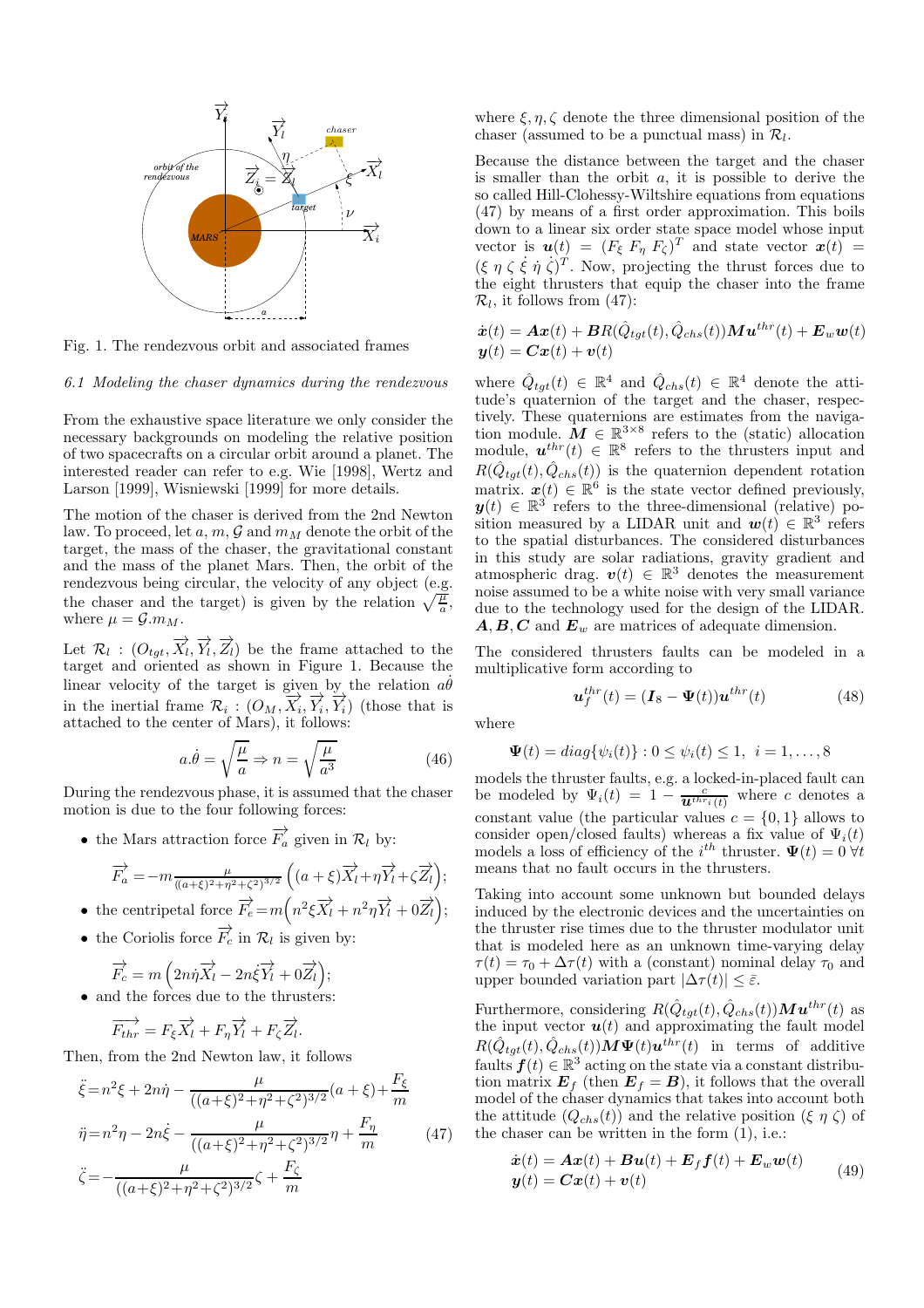Fig. 1. The rendezvous orbit and associated frames

### 6.1 Modeling the chaser dynamics during the rendezvous

From the exhaustive space literature we only consider the necessary backgrounds on modeling the relative position of two spacecrafts on a circular orbit around a planet. The interested reader can refer to e.g. Wie [1998], Wertz and Larson [1999], Wisniewski [1999] for more details.

The motion of the chaser is derived from the 2nd Newton law. To proceed, let $a$, $m$, $\mathcal{G}$ and $m_M$ denote the orbit of the target, the mass of the chaser, the gravitational constant and the mass of the planet Mars. Then, the orbit of the rendezvous being circular, the velocity of any object (e.g. the chaser and the target) is given by the relation $\sqrt{\frac{\mu}{a}}$, where $\mu = \mathcal{G}.m_M$.

Let $\mathcal{R}_l : (O_{tgt}, \overrightarrow{X_l}, \overrightarrow{Y_l}, \overrightarrow{Z_l})$ be the frame attached to the target and oriented as shown in Figure 1. Because the linear velocity of the target is given by the relation $a\dot{\theta}$ in the inertial frame $\mathcal{R}_i : (O_M, \overrightarrow{X_i}, \overrightarrow{Y_i}, \overrightarrow{Y_i})$ (those that is attached to the center of Mars), it follows:

$$a.\dot{\theta} = \sqrt{\frac{\mu}{a}} \Rightarrow n = \sqrt{\frac{\mu}{a^3}} \tag{46}$$

During the rendezvous phase, it is assumed that the chaser motion is due to the four following forces:

- the Mars attraction force $\overrightarrow{F_a}$ given in $\mathcal{R}_l$ by:
$$\overrightarrow{F_a} = -m\frac{\mu}{((a+\xi)^2+\eta^2+\zeta^2)^{3/2}}\left((a+\xi)\overrightarrow{X_l}+\eta\overrightarrow{Y_l}+\zeta\overrightarrow{Z_l}\right);$$
- the centripetal force $\overrightarrow{F_e} = m\left(n^2\xi\overrightarrow{X_l} + n^2\eta\overrightarrow{Y_l} + 0\overrightarrow{Z_l}\right)$;
- the Coriolis force $\overrightarrow{F_c}$ in $\mathcal{R}_l$ is given by:
$$\overrightarrow{F_c} = m\left(2n\dot{\eta}\overrightarrow{X_l} - 2n\dot{\xi}\overrightarrow{Y_l} + 0\overrightarrow{Z_l}\right);$$
- and the forces due to the thrusters:
$$\overrightarrow{F_{thr}} = F_\xi\overrightarrow{X_l} + F_\eta\overrightarrow{Y_l} + F_\zeta\overrightarrow{Z_l}.$$

Then, from the 2nd Newton law, it follows

$$\begin{aligned}
\ddot{\xi} &= n^2\xi + 2n\dot{\eta} - \frac{\mu}{((a+\xi)^2+\eta^2+\zeta^2)^{3/2}}(a+\xi) + \frac{F_\xi}{m} \\
\ddot{\eta} &= n^2\eta - 2n\dot{\xi} - \frac{\mu}{((a+\xi)^2+\eta^2+\zeta^2)^{3/2}}\eta + \frac{F_\eta}{m} \\
\ddot{\zeta} &= -\frac{\mu}{((a+\xi)^2+\eta^2+\zeta^2)^{3/2}}\zeta + \frac{F_\zeta}{m}
\end{aligned} \tag{47}$$

where $\xi, \eta, \zeta$ denote the three dimensional position of the chaser (assumed to be a punctual mass) in $\mathcal{R}_l$.

Because the distance between the target and the chaser is smaller than the orbit $a$, it is possible to derive the so called Hill-Clohessy-Wiltshire equations from equations (47) by means of a first order approximation. This boils down to a linear six order state space model whose input vector is $\boldsymbol{u}(t) = (F_\xi\ F_\eta\ F_\zeta)^T$ and state vector $\boldsymbol{x}(t) = (\xi\ \eta\ \zeta\ \dot{\xi}\ \dot{\eta}\ \dot{\zeta})^T$. Now, projecting the thrust forces due to the eight thrusters that equip the chaser into the frame $\mathcal{R}_l$, it follows from (47):

$$\begin{aligned}
\dot{\boldsymbol{x}}(t) &= \boldsymbol{A}\boldsymbol{x}(t) + \boldsymbol{B}R(\hat{Q}_{tgt}(t), \hat{Q}_{chs}(t))\boldsymbol{M}\boldsymbol{u}^{thr}(t) + \boldsymbol{E}_w\boldsymbol{w}(t) \\
\boldsymbol{y}(t) &= \boldsymbol{C}\boldsymbol{x}(t) + \boldsymbol{v}(t)
\end{aligned}$$

where $\hat{Q}_{tgt}(t) \in \mathbb{R}^4$ and $\hat{Q}_{chs}(t) \in \mathbb{R}^4$ denote the attitude's quaternion of the target and the chaser, respectively. These quaternions are estimates from the navigation module. $\boldsymbol{M} \in \mathbb{R}^{3\times 8}$ refers to the (static) allocation module, $\boldsymbol{u}^{thr}(t) \in \mathbb{R}^8$ refers to the thrusters input and $R(\hat{Q}_{tgt}(t), \hat{Q}_{chs}(t))$ is the quaternion dependent rotation matrix. $\boldsymbol{x}(t) \in \mathbb{R}^6$ is the state vector defined previously, $\boldsymbol{y}(t) \in \mathbb{R}^3$ refers to the three-dimensional (relative) position measured by a LIDAR unit and $\boldsymbol{w}(t) \in \mathbb{R}^3$ refers to the spatial disturbances. The considered disturbances in this study are solar radiations, gravity gradient and atmospheric drag. $\boldsymbol{v}(t) \in \mathbb{R}^3$ denotes the measurement noise assumed to be a white noise with very small variance due to the technology used for the design of the LIDAR. $\boldsymbol{A}, \boldsymbol{B}, \boldsymbol{C}$ and $\boldsymbol{E}_w$ are matrices of adequate dimension.

The considered thrusters faults can be modeled in a multiplicative form according to

$$\boldsymbol{u}_f^{thr}(t) = (\boldsymbol{I}_8 - \boldsymbol{\Psi}(t))\boldsymbol{u}^{thr}(t) \tag{48}$$

where

$$\boldsymbol{\Psi}(t) = diag\{\psi_i(t)\} : 0 \le \psi_i(t) \le 1,\ i = 1, \ldots, 8$$

models the thruster faults, e.g. a locked-in-placed fault can be modeled by $\Psi_i(t) = 1 - \frac{c}{\boldsymbol{u}^{thr}{}_i(t)}$ where $c$ denotes a constant value (the particular values $c = \{0, 1\}$ allows to consider open/closed faults) whereas a fix value of $\Psi_i(t)$ models a loss of efficiency of the $i^{th}$ thruster. $\boldsymbol{\Psi}(t) = 0\ \forall t$ means that no fault occurs in the thrusters.

Taking into account some unknown but bounded delays induced by the electronic devices and the uncertainties on the thruster rise times due to the thruster modulator unit that is modeled here as an unknown time-varying delay $\tau(t) = \tau_0 + \Delta\tau(t)$ with a (constant) nominal delay $\tau_0$ and upper bounded variation part $|\Delta\tau(t)| \le \bar{\varepsilon}$.

Furthermore, considering $R(\hat{Q}_{tgt}(t), \hat{Q}_{chs}(t))\boldsymbol{M}\boldsymbol{u}^{thr}(t)$ as the input vector $\boldsymbol{u}(t)$ and approximating the fault model $R(\hat{Q}_{tgt}(t), \hat{Q}_{chs}(t))\boldsymbol{M}\boldsymbol{\Psi}(t)\boldsymbol{u}^{thr}(t)$ in terms of additive faults $\boldsymbol{f}(t) \in \mathbb{R}^3$ acting on the state via a constant distribution matrix $\boldsymbol{E}_f$ (then $\boldsymbol{E}_f = \boldsymbol{B}$), it follows that the overall model of the chaser dynamics that takes into account both the attitude ($Q_{chs}(t)$) and the relative position ($\xi\ \eta\ \zeta$) of the chaser can be written in the form (1), i.e.:

$$\begin{aligned}
\dot{\boldsymbol{x}}(t) &= \boldsymbol{A}\boldsymbol{x}(t) + \boldsymbol{B}\boldsymbol{u}(t) + \boldsymbol{E}_f\boldsymbol{f}(t) + \boldsymbol{E}_w\boldsymbol{w}(t) \\
\boldsymbol{y}(t) &= \boldsymbol{C}\boldsymbol{x}(t) + \boldsymbol{v}(t)
\end{aligned} \tag{49}$$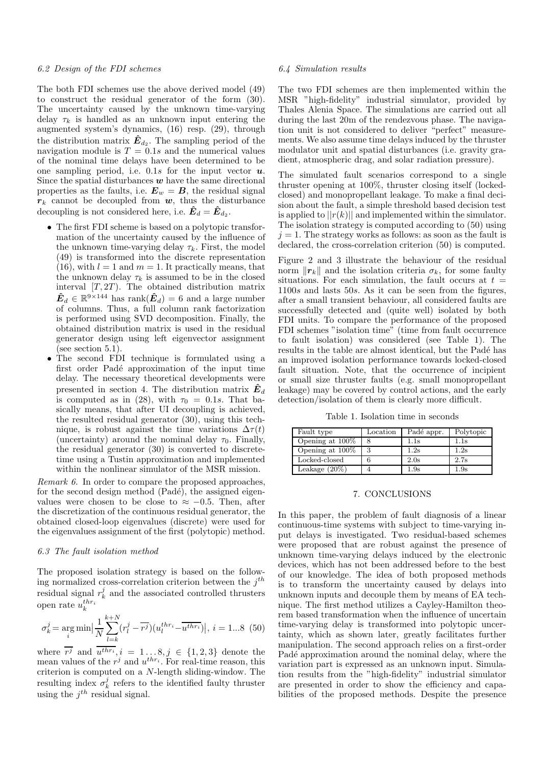### 6.2 Design of the FDI schemes

The both FDI schemes use the above derived model (49) to construct the residual generator of the form (30). The uncertainty caused by the unknown time-varying delay $\tau_k$ is handled as an unknown input entering the augmented system's dynamics, (16) resp. (29), through the distribution matrix $\hat{\boldsymbol{E}}_{d_2}$. The sampling period of the navigation module is $T = 0.1s$ and the numerical values of the nominal time delays have been determined to be one sampling period, i.e. $0.1s$ for the input vector $\boldsymbol{u}$. Since the spatial disturbances $\boldsymbol{w}$ have the same directional properties as the faults, i.e. $\boldsymbol{E}_w = \boldsymbol{B}$, the residual signal $\boldsymbol{r}_k$ cannot be decoupled from $\boldsymbol{w}$, thus the disturbance decoupling is not considered here, i.e. $\hat{\boldsymbol{E}}_d = \hat{\boldsymbol{E}}_{d_2}$.

- The first FDI scheme is based on a polytopic transformation of the uncertainty caused by the influence of the unknown time-varying delay $\tau_k$. First, the model (49) is transformed into the discrete representation (16), with $l = 1$ and $m = 1$. It practically means, that the unknown delay $\tau_k$ is assumed to be in the closed interval $[T, 2T)$. The obtained distribution matrix $\hat{\boldsymbol{E}}_d \in \mathbb{R}^{9\times 144}$ has $\text{rank}(\hat{\boldsymbol{E}}_d) = 6$ and a large number of columns. Thus, a full column rank factorization is performed using SVD decomposition. Finally, the obtained distribution matrix is used in the residual generator design using left eigenvector assignment (see section 5.1).
- The second FDI technique is formulated using a first order Padé approximation of the input time delay. The necessary theoretical developments were presented in section 4. The distribution matrix $\hat{\boldsymbol{E}}_d$ is computed as in (28), with $\tau_0 = 0.1s$. That basically means, that after UI decoupling is achieved, the resulted residual generator (30), using this technique, is robust against the time variations $\Delta\tau(t)$ (uncertainty) around the nominal delay $\tau_0$. Finally, the residual generator (30) is converted to discrete-time using a Tustin approximation and implemented within the nonlinear simulator of the MSR mission.

*Remark 6.* In order to compare the proposed approaches, for the second design method (Padé), the assigned eigenvalues were chosen to be close to $\approx -0.5$. Then, after the discretization of the continuous residual generator, the obtained closed-loop eigenvalues (discrete) were used for the eigenvalues assignment of the first (polytopic) method.

### 6.3 The fault isolation method

The proposed isolation strategy is based on the following normalized cross-correlation criterion between the $j^{th}$ residual signal $r_k^j$ and the associated controlled thrusters open rate $u_k^{thr_i}$

$$\sigma_k^j = \arg_i \min \Big| \frac{1}{N} \sum_{l=k}^{k+N} (r_l^j - \overline{r^j})(u_l^{thr_i} - \overline{u^{thr_i}}) \Big|,\ i = 1...8 \quad (50)$$

where $\overline{r^j}$ and $\overline{u^{thr_i}}, i = 1\ldots 8, j \in \{1,2,3\}$ denote the mean values of the $r^j$ and $u^{thr_i}$. For real-time reason, this criterion is computed on a $N$-length sliding-window. The resulting index $\sigma_k^j$ refers to the identified faulty thruster using the $j^{th}$ residual signal.

### 6.4 Simulation results

The two FDI schemes are then implemented within the MSR "high-fidelity" industrial simulator, provided by Thales Alenia Space. The simulations are carried out all during the last 20m of the rendezvous phase. The navigation unit is not considered to deliver "perfect" measurements. We also assume time delays induced by the thruster modulator unit and spatial disturbances (i.e. gravity gradient, atmospheric drag, and solar radiation pressure).

The simulated fault scenarios correspond to a single thruster opening at 100%, thruster closing itself (locked-closed) and monopropellant leakage. To make a final decision about the fault, a simple threshold based decision test is applied to $||r(k)||$ and implemented within the simulator. The isolation strategy is computed according to (50) using $j = 1$. The strategy works as follows: as soon as the fault is declared, the cross-correlation criterion (50) is computed.

Figure 2 and 3 illustrate the behaviour of the residual norm $\|\boldsymbol{r}_k\|$ and the isolation criteria $\sigma_k$, for some faulty situations. For each simulation, the fault occurs at $t = 1100s$ and lasts $50s$. As it can be seen from the figures, after a small transient behaviour, all considered faults are successfully detected and (quite well) isolated by both FDI units. To compare the performance of the proposed FDI schemes "isolation time" (time from fault occurrence to fault isolation) was considered (see Table 1). The results in the table are almost identical, but the Padé has an improved isolation performance towards locked-closed fault situation. Note, that the occurrence of incipient or small size thruster faults (e.g. small monopropellant leakage) may be covered by control actions, and the early detection/isolation of them is clearly more difficult.

Table 1. Isolation time in seconds

| Fault type | Location | Padé appr. | Polytopic |
|---|---|---|---|
| Opening at 100% | 8 | 1.1s | 1.1s |
| Opening at 100% | 3 | 1.2s | 1.2s |
| Locked-closed | 6 | 2.0s | 2.7s |
| Leakage (20%) | 4 | 1.9s | 1.9s |

## 7. CONCLUSIONS

In this paper, the problem of fault diagnosis of a linear continuous-time systems with subject to time-varying input delays is investigated. Two residual-based schemes were proposed that are robust against the presence of unknown time-varying delays induced by the electronic devices, which has not been addressed before to the best of our knowledge. The idea of both proposed methods is to transform the uncertainty caused by delays into unknown inputs and decouple them by means of EA technique. The first method utilizes a Cayley-Hamilton theorem based transformation when the influence of uncertain time-varying delay is transformed into polytopic uncertainty, which as shown later, greatly facilitates further manipulation. The second approach relies on a first-order Padé approximation around the nominal delay, where the variation part is expressed as an unknown input. Simulation results from the "high-fidelity" industrial simulator are presented in order to show the efficiency and capabilities of the proposed methods. Despite the presence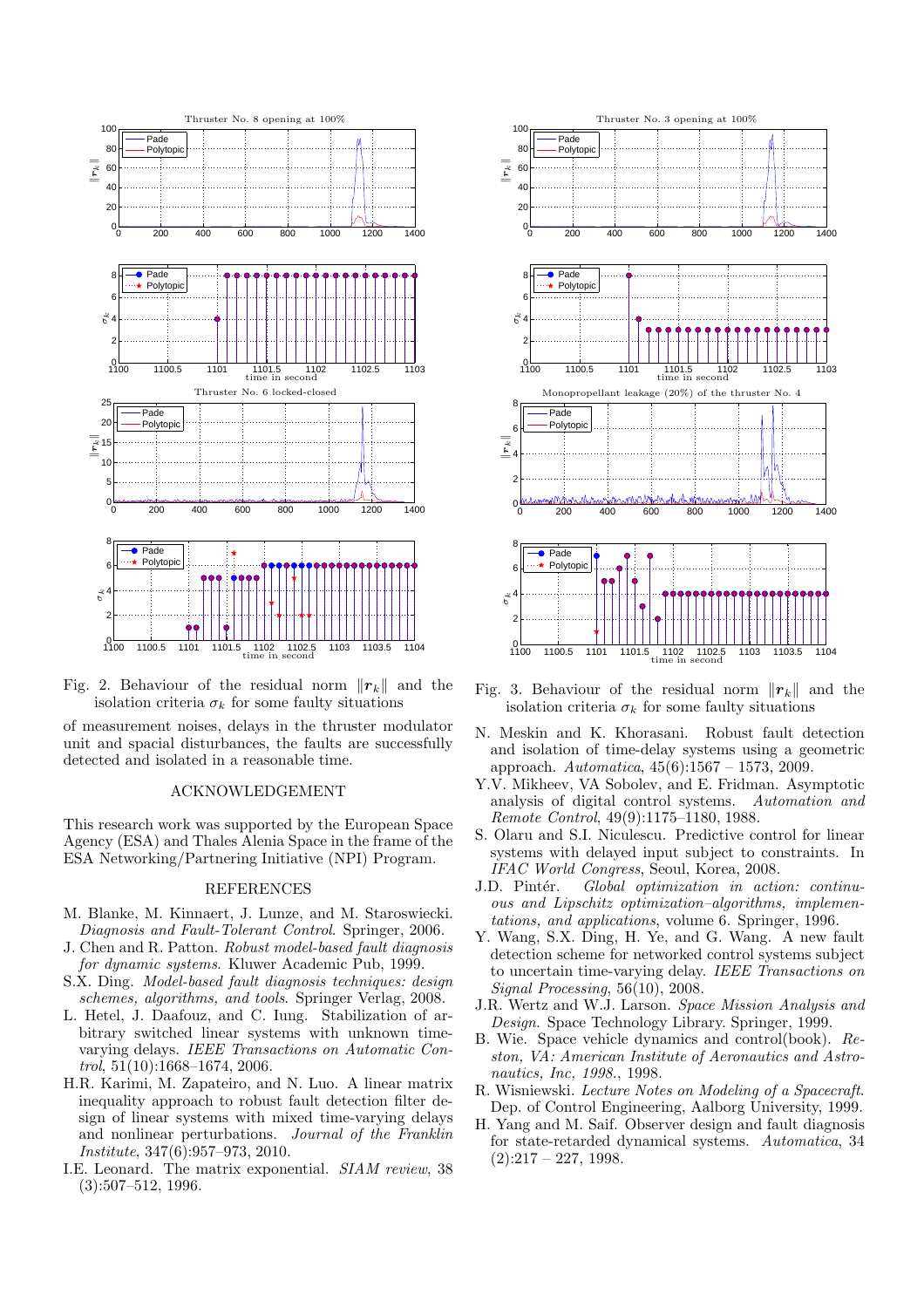Thruster No. 8 opening at 100%

Pade
Polytopic

$\|r_k\|$

time in second

$\sigma_k$

Thruster No. 6 locked-closed

Fig. 2. Behaviour of the residual norm $\|\boldsymbol{r}_k\|$ and the isolation criteria $\sigma_k$ for some faulty situations

of measurement noises, delays in the thruster modulator unit and spacial disturbances, the faults are successfully detected and isolated in a reasonable time.

## ACKNOWLEDGEMENT

This research work was supported by the European Space Agency (ESA) and Thales Alenia Space in the frame of the ESA Networking/Partnering Initiative (NPI) Program.

## REFERENCES

M. Blanke, M. Kinnaert, J. Lunze, and M. Staroswiecki. *Diagnosis and Fault-Tolerant Control*. Springer, 2006.

J. Chen and R. Patton. *Robust model-based fault diagnosis for dynamic systems*. Kluwer Academic Pub, 1999.

S.X. Ding. *Model-based fault diagnosis techniques: design schemes, algorithms, and tools*. Springer Verlag, 2008.

L. Hetel, J. Daafouz, and C. Iung. Stabilization of arbitrary switched linear systems with unknown time-varying delays. *IEEE Transactions on Automatic Control*, 51(10):1668–1674, 2006.

H.R. Karimi, M. Zapateiro, and N. Luo. A linear matrix inequality approach to robust fault detection filter design of linear systems with mixed time-varying delays and nonlinear perturbations. *Journal of the Franklin Institute*, 347(6):957–973, 2010.

I.E. Leonard. The matrix exponential. *SIAM review*, 38 (3):507–512, 1996.

Thruster No. 3 opening at 100%

Monopropellant leakage (20%) of the thruster No. 4

Fig. 3. Behaviour of the residual norm $\|\boldsymbol{r}_k\|$ and the isolation criteria $\sigma_k$ for some faulty situations

N. Meskin and K. Khorasani. Robust fault detection and isolation of time-delay systems using a geometric approach. *Automatica*, 45(6):1567 – 1573, 2009.

Y.V. Mikheev, VA Sobolev, and E. Fridman. Asymptotic analysis of digital control systems. *Automation and Remote Control*, 49(9):1175–1180, 1988.

S. Olaru and S.I. Niculescu. Predictive control for linear systems with delayed input subject to constraints. In *IFAC World Congress*, Seoul, Korea, 2008.

J.D. Pintér. *Global optimization in action: continuous and Lipschitz optimization–algorithms, implementations, and applications*, volume 6. Springer, 1996.

Y. Wang, S.X. Ding, H. Ye, and G. Wang. A new fault detection scheme for networked control systems subject to uncertain time-varying delay. *IEEE Transactions on Signal Processing*, 56(10), 2008.

J.R. Wertz and W.J. Larson. *Space Mission Analysis and Design*. Space Technology Library. Springer, 1999.

B. Wie. Space vehicle dynamics and control(book). *Reston, VA: American Institute of Aeronautics and Astronautics, Inc, 1998.*, 1998.

R. Wisniewski. *Lecture Notes on Modeling of a Spacecraft*. Dep. of Control Engineering, Aalborg University, 1999.

H. Yang and M. Saif. Observer design and fault diagnosis for state-retarded dynamical systems. *Automatica*, 34 (2):217 – 227, 1998.